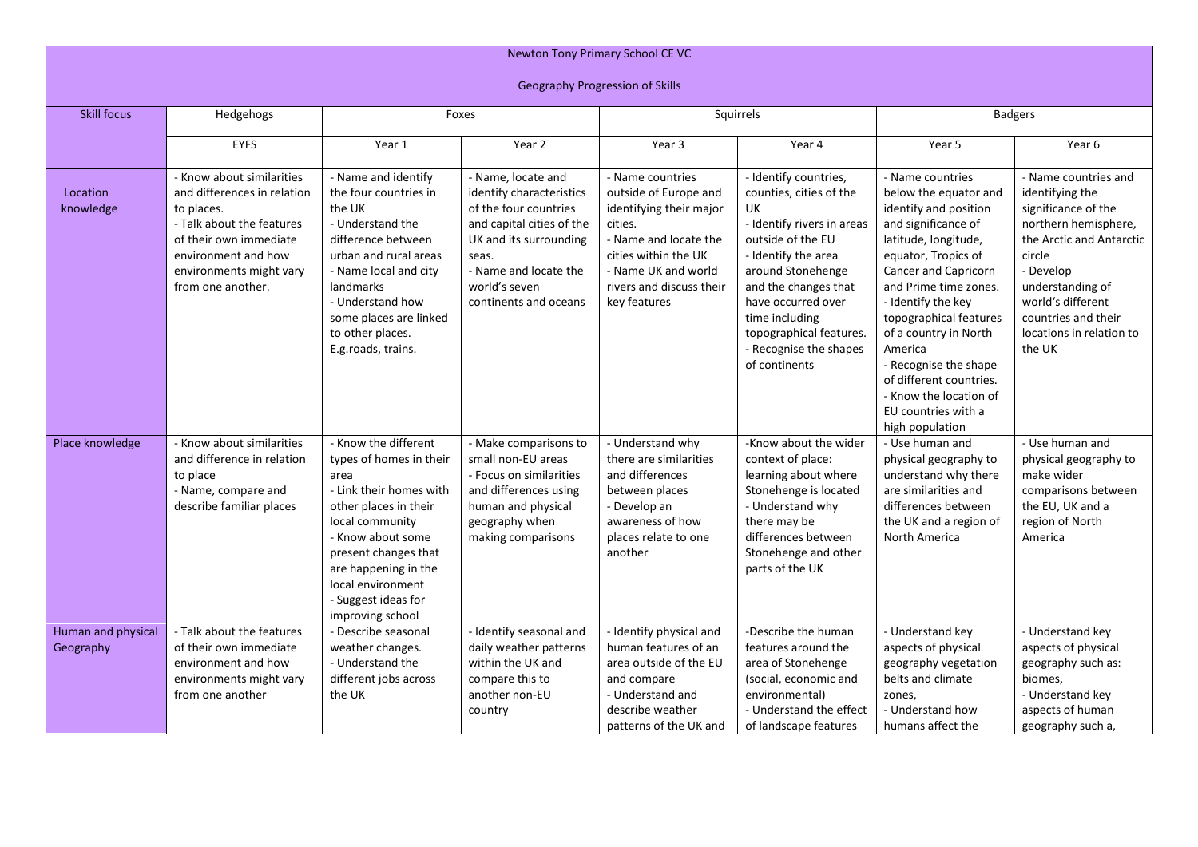Newton Tony Primary School CE VC

Geography Progression of Skills

| Skill focus | Hedgehogs | Foxes | | Squirrels | | Badgers | |
|---|---|---|---|---|---|---|---|
| | EYFS | Year 1 | Year 2 | Year 3 | Year 4 | Year 5 | Year 6 |
| Location knowledge | - Know about similarities and differences in relation to places.<br>- Talk about the features of their own immediate environment and how environments might vary from one another. | - Name and identify the four countries in the UK<br>- Understand the difference between urban and rural areas<br>- Name local and city landmarks<br>- Understand how some places are linked to other places. E.g.roads, trains. | - Name, locate and identify characteristics of the four countries and capital cities of the UK and its surrounding seas.<br>- Name and locate the world's seven continents and oceans | - Name countries outside of Europe and identifying their major cities.<br>- Name and locate the cities within the UK<br>- Name UK and world rivers and discuss their key features | - Identify countries, counties, cities of the UK<br>- Identify rivers in areas outside of the EU<br>- Identify the area around Stonehenge and the changes that have occurred over time including topographical features.<br>- Recognise the shapes of continents | - Name countries below the equator and identify and position and significance of latitude, longitude, equator, Tropics of Cancer and Capricorn and Prime time zones.<br>- Identify the key topographical features of a country in North America<br>- Recognise the shape of different countries.<br>- Know the location of EU countries with a high population | - Name countries and identifying the significance of the northern hemisphere, the Arctic and Antarctic circle<br>- Develop understanding of world's different countries and their locations in relation to the UK |
| Place knowledge | - Know about similarities and difference in relation to place<br>- Name, compare and describe familiar places | - Know the different types of homes in their area<br>- Link their homes with other places in their local community<br>- Know about some present changes that are happening in the local environment<br>- Suggest ideas for improving school | - Make comparisons to small non-EU areas<br>- Focus on similarities and differences using human and physical geography when making comparisons | - Understand why there are similarities and differences between places<br>- Develop an awareness of how places relate to one another | -Know about the wider context of place: learning about where Stonehenge is located<br>- Understand why there may be differences between Stonehenge and other parts of the UK | - Use human and physical geography to understand why there are similarities and differences between the UK and a region of North America | - Use human and physical geography to make wider comparisons between the EU, UK and a region of North America |
| Human and physical Geography | - Talk about the features of their own immediate environment and how environments might vary from one another | - Describe seasonal weather changes.<br>- Understand the different jobs across the UK | - Identify seasonal and daily weather patterns within the UK and compare this to another non-EU country | - Identify physical and human features of an area outside of the EU and compare<br>- Understand and describe weather patterns of the UK and | -Describe the human features around the area of Stonehenge (social, economic and environmental)<br>- Understand the effect of landscape features | - Understand key aspects of physical geography vegetation belts and climate zones,<br>- Understand how humans affect the | - Understand key aspects of physical geography such as: biomes,<br>- Understand key aspects of human geography such a, |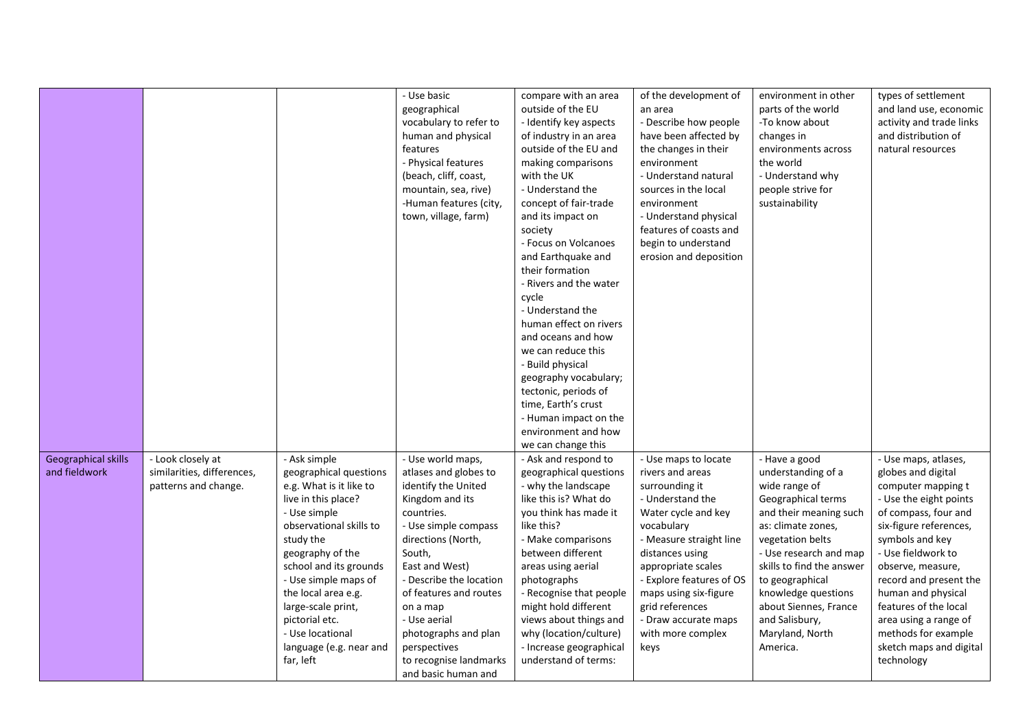| | | | | | | | |
|---|---|---|---|---|---|---|---|
| | | | - Use basic geographical vocabulary to refer to human and physical features<br>- Physical features (beach, cliff, coast, mountain, sea, rive)<br>-Human features (city, town, village, farm) | compare with an area outside of the EU<br>- Identify key aspects of industry in an area outside of the EU and making comparisons with the UK<br>- Understand the concept of fair-trade and its impact on society<br>- Focus on Volcanoes and Earthquake and their formation<br>- Rivers and the water cycle<br>- Understand the human effect on rivers and oceans and how we can reduce this<br>- Build physical geography vocabulary; tectonic, periods of time, Earth's crust<br>- Human impact on the environment and how we can change this | of the development of an area<br>- Describe how people have been affected by the changes in their environment<br>- Understand natural sources in the local environment<br>- Understand physical features of coasts and begin to understand erosion and deposition | environment in other parts of the world<br>-To know about changes in environments across the world<br>- Understand why people strive for sustainability | types of settlement and land use, economic activity and trade links and distribution of natural resources |
| Geographical skills and fieldwork | - Look closely at similarities, differences, patterns and change. | - Ask simple geographical questions e.g. What is it like to live in this place?<br>- Use simple observational skills to study the geography of the school and its grounds<br>- Use simple maps of the local area e.g. large-scale print, pictorial etc.<br>- Use locational language (e.g. near and far, left | - Use world maps, atlases and globes to identify the United Kingdom and its countries.<br>- Use simple compass directions (North, South, East and West)<br>- Describe the location of features and routes on a map<br>- Use aerial photographs and plan perspectives to recognise landmarks and basic human and | - Ask and respond to geographical questions - why the landscape like this is? What do you think has made it like this?<br>- Make comparisons between different areas using aerial photographs<br>- Recognise that people might hold different views about things and why (location/culture)<br>- Increase geographical understand of terms: | - Use maps to locate rivers and areas surrounding it<br>- Understand the Water cycle and key vocabulary<br>- Measure straight line distances using appropriate scales<br>- Explore features of OS maps using six-figure grid references<br>- Draw accurate maps with more complex keys | - Have a good understanding of a wide range of Geographical terms and their meaning such as: climate zones, vegetation belts<br>- Use research and map skills to find the answer to geographical knowledge questions about Siennes, France and Salisbury, Maryland, North America. | - Use maps, atlases, globes and digital computer mapping t<br>- Use the eight points of compass, four and six-figure references, symbols and key<br>- Use fieldwork to observe, measure, record and present the human and physical features of the local area using a range of methods for example sketch maps and digital technology |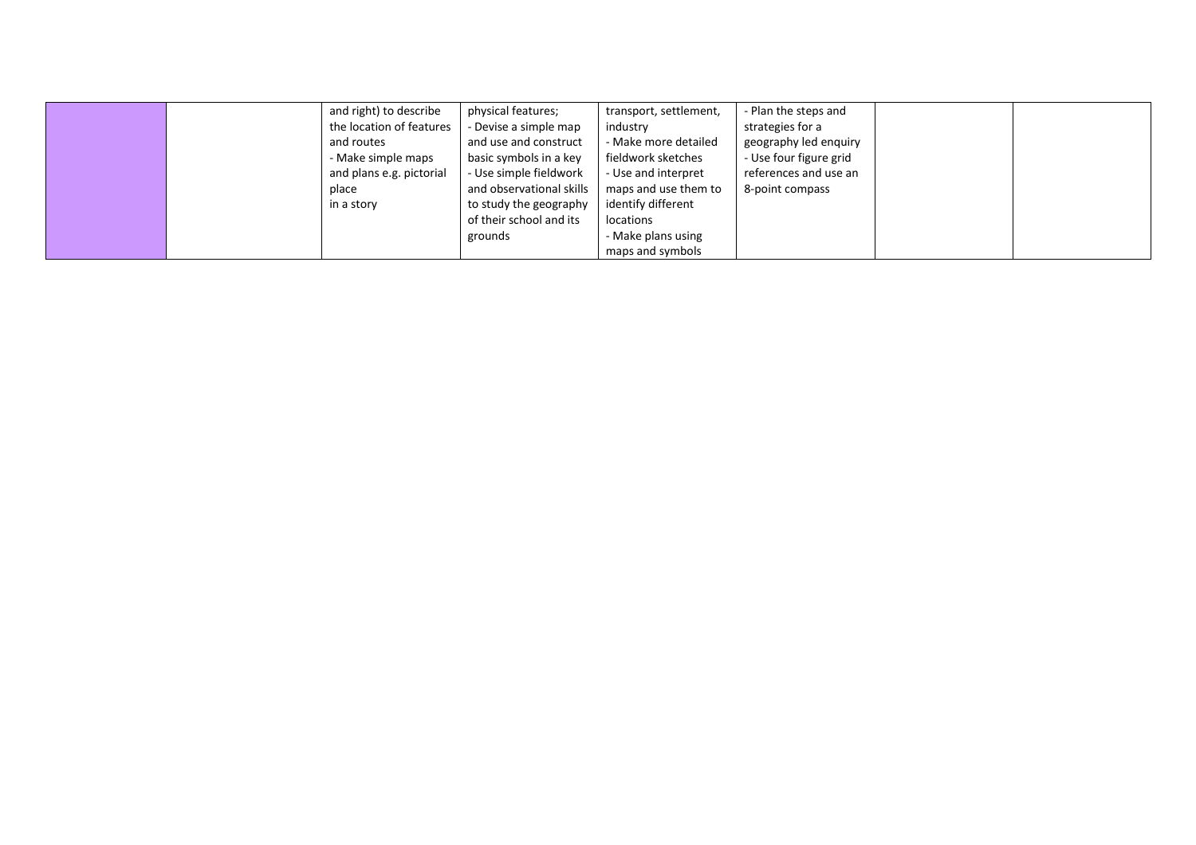| | | | | | | | |
|---|---|---|---|---|---|---|---|
| | | and right) to describe the location of features and routes<br>- Make simple maps and plans e.g. pictorial place<br>in a story | physical features;<br>- Devise a simple map and use and construct basic symbols in a key<br>- Use simple fieldwork and observational skills to study the geography of their school and its grounds | transport, settlement, industry<br>- Make more detailed fieldwork sketches<br>- Use and interpret maps and use them to identify different locations<br>- Make plans using maps and symbols | - Plan the steps and strategies for a geography led enquiry<br>- Use four figure grid references and use an 8-point compass | | |